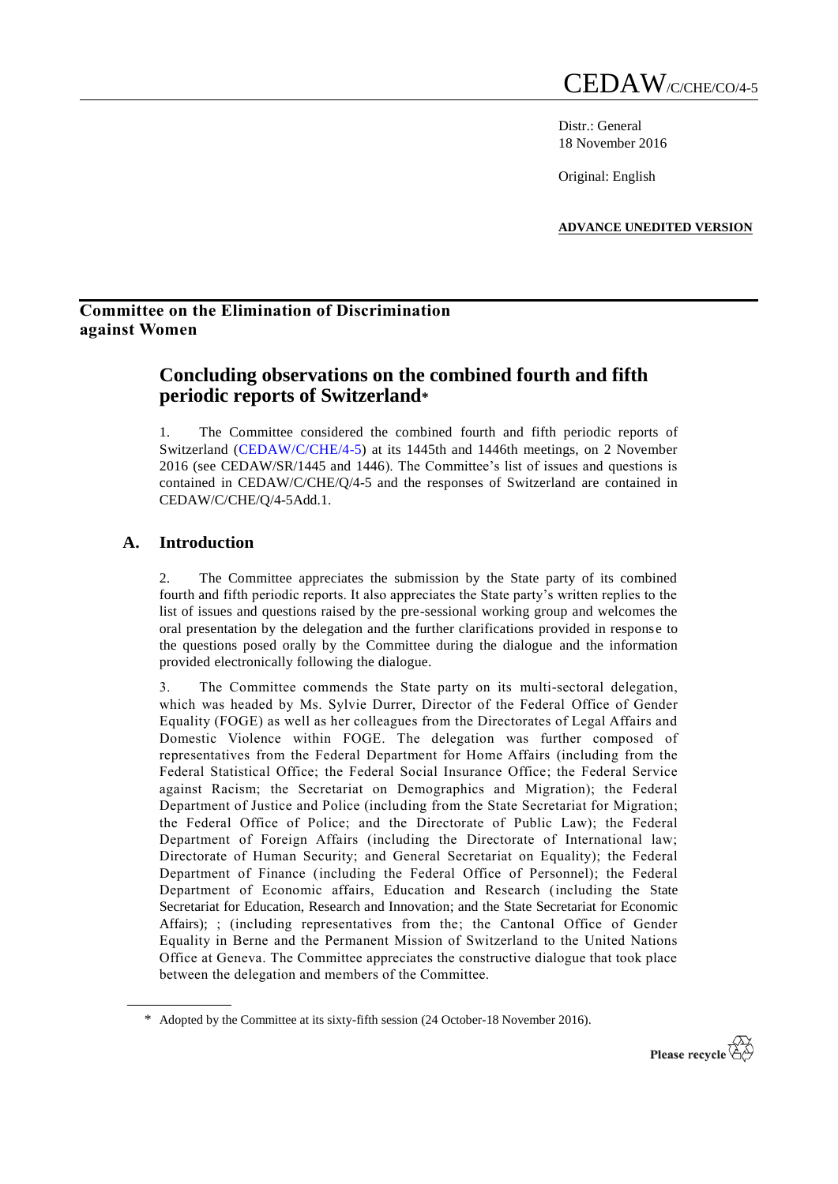# CEDAW/C/CHE/CO/4-5

Distr.: General
18 November 2016

Original: English

**ADVANCE UNEDITED VERSION**

## Committee on the Elimination of Discrimination against Women

# Concluding observations on the combined fourth and fifth periodic reports of Switzerland*

1. The Committee considered the combined fourth and fifth periodic reports of Switzerland (CEDAW/C/CHE/4-5) at its 1445th and 1446th meetings, on 2 November 2016 (see CEDAW/SR/1445 and 1446). The Committee's list of issues and questions is contained in CEDAW/C/CHE/Q/4-5 and the responses of Switzerland are contained in CEDAW/C/CHE/Q/4-5Add.1.

## A. Introduction

2. The Committee appreciates the submission by the State party of its combined fourth and fifth periodic reports. It also appreciates the State party's written replies to the list of issues and questions raised by the pre-sessional working group and welcomes the oral presentation by the delegation and the further clarifications provided in response to the questions posed orally by the Committee during the dialogue and the information provided electronically following the dialogue.

3. The Committee commends the State party on its multi-sectoral delegation, which was headed by Ms. Sylvie Durrer, Director of the Federal Office of Gender Equality (FOGE) as well as her colleagues from the Directorates of Legal Affairs and Domestic Violence within FOGE. The delegation was further composed of representatives from the Federal Department for Home Affairs (including from the Federal Statistical Office; the Federal Social Insurance Office; the Federal Service against Racism; the Secretariat on Demographics and Migration); the Federal Department of Justice and Police (including from the State Secretariat for Migration; the Federal Office of Police; and the Directorate of Public Law); the Federal Department of Foreign Affairs (including the Directorate of International law; Directorate of Human Security; and General Secretariat on Equality); the Federal Department of Finance (including the Federal Office of Personnel); the Federal Department of Economic affairs, Education and Research (including the State Secretariat for Education, Research and Innovation; and the State Secretariat for Economic Affairs); ; (including representatives from the; the Cantonal Office of Gender Equality in Berne and the Permanent Mission of Switzerland to the United Nations Office at Geneva. The Committee appreciates the constructive dialogue that took place between the delegation and members of the Committee.

\* Adopted by the Committee at its sixty-fifth session (24 October-18 November 2016).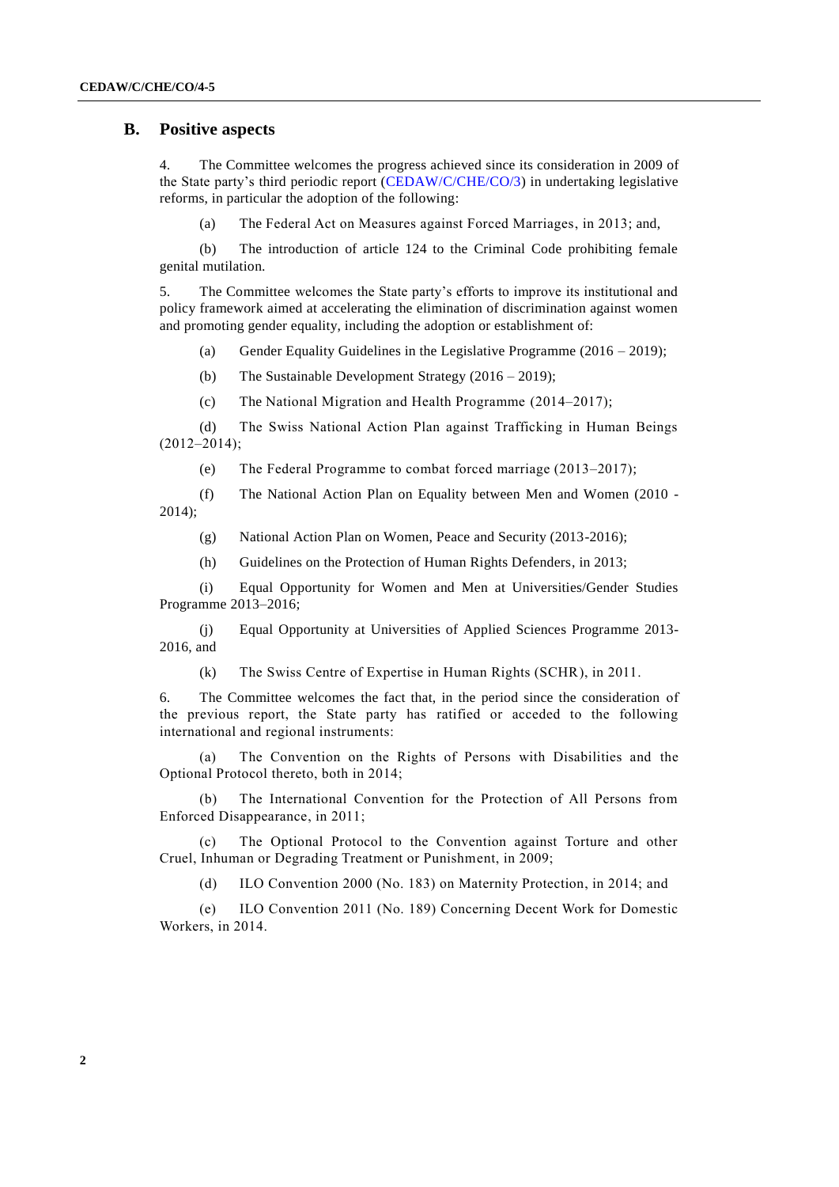## B. Positive aspects

4. The Committee welcomes the progress achieved since its consideration in 2009 of the State party's third periodic report (CEDAW/C/CHE/CO/3) in undertaking legislative reforms, in particular the adoption of the following:

(a) The Federal Act on Measures against Forced Marriages, in 2013; and,

(b) The introduction of article 124 to the Criminal Code prohibiting female genital mutilation.

5. The Committee welcomes the State party's efforts to improve its institutional and policy framework aimed at accelerating the elimination of discrimination against women and promoting gender equality, including the adoption or establishment of:

(a) Gender Equality Guidelines in the Legislative Programme (2016 – 2019);

(b) The Sustainable Development Strategy (2016 – 2019);

(c) The National Migration and Health Programme (2014–2017);

(d) The Swiss National Action Plan against Trafficking in Human Beings (2012–2014);

(e) The Federal Programme to combat forced marriage (2013–2017);

(f) The National Action Plan on Equality between Men and Women (2010 - 2014);

(g) National Action Plan on Women, Peace and Security (2013-2016);

(h) Guidelines on the Protection of Human Rights Defenders, in 2013;

(i) Equal Opportunity for Women and Men at Universities/Gender Studies Programme 2013–2016;

(j) Equal Opportunity at Universities of Applied Sciences Programme 2013-2016, and

(k) The Swiss Centre of Expertise in Human Rights (SCHR), in 2011.

6. The Committee welcomes the fact that, in the period since the consideration of the previous report, the State party has ratified or acceded to the following international and regional instruments:

(a) The Convention on the Rights of Persons with Disabilities and the Optional Protocol thereto, both in 2014;

(b) The International Convention for the Protection of All Persons from Enforced Disappearance, in 2011;

(c) The Optional Protocol to the Convention against Torture and other Cruel, Inhuman or Degrading Treatment or Punishment, in 2009;

(d) ILO Convention 2000 (No. 183) on Maternity Protection, in 2014; and

(e) ILO Convention 2011 (No. 189) Concerning Decent Work for Domestic Workers, in 2014.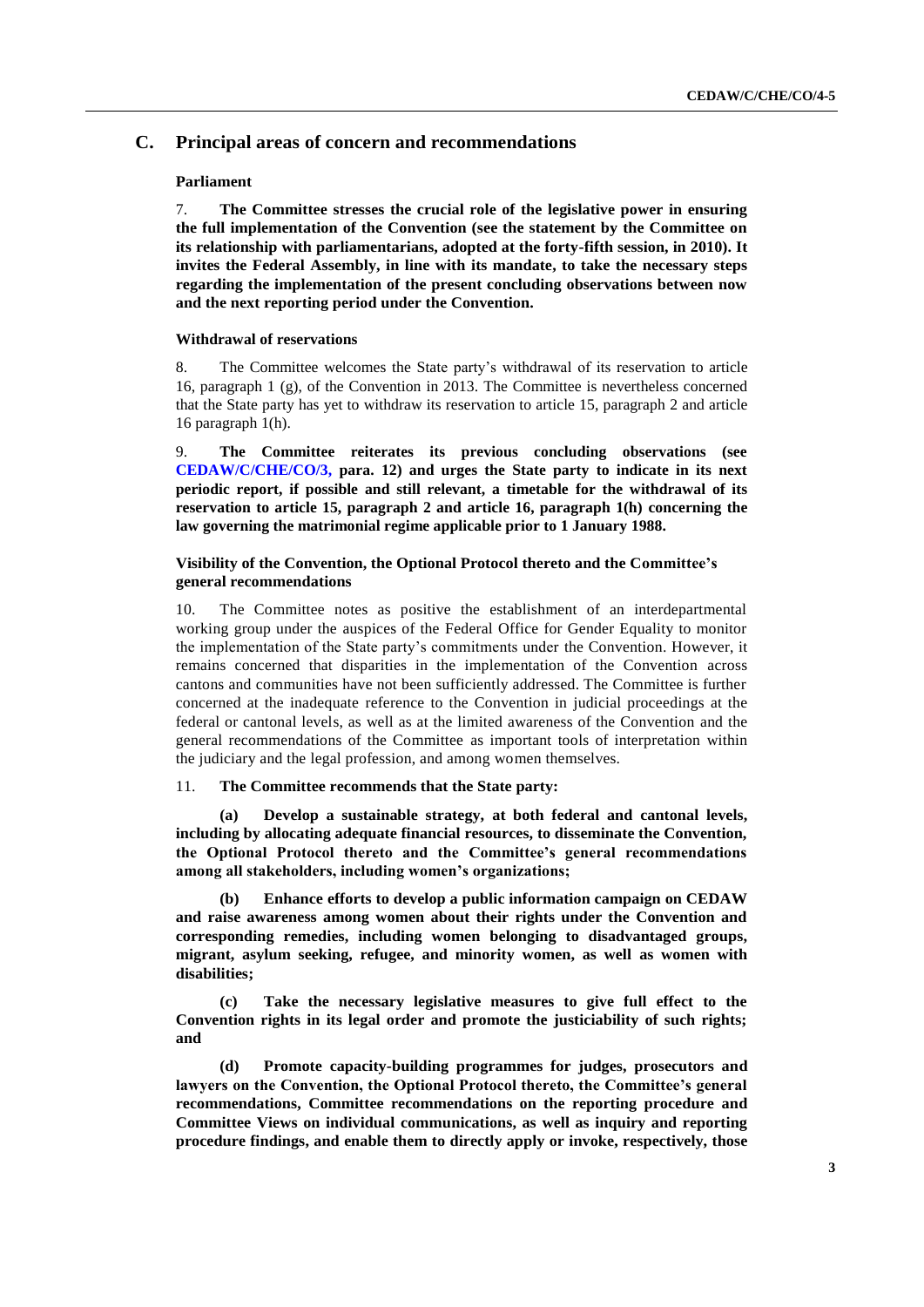## C. Principal areas of concern and recommendations

### Parliament

7. **The Committee stresses the crucial role of the legislative power in ensuring the full implementation of the Convention (see the statement by the Committee on its relationship with parliamentarians, adopted at the forty-fifth session, in 2010). It invites the Federal Assembly, in line with its mandate, to take the necessary steps regarding the implementation of the present concluding observations between now and the next reporting period under the Convention.**

### Withdrawal of reservations

8. The Committee welcomes the State party's withdrawal of its reservation to article 16, paragraph 1 (g), of the Convention in 2013. The Committee is nevertheless concerned that the State party has yet to withdraw its reservation to article 15, paragraph 2 and article 16 paragraph 1(h).

9. **The Committee reiterates its previous concluding observations (see CEDAW/C/CHE/CO/3, para. 12) and urges the State party to indicate in its next periodic report, if possible and still relevant, a timetable for the withdrawal of its reservation to article 15, paragraph 2 and article 16, paragraph 1(h) concerning the law governing the matrimonial regime applicable prior to 1 January 1988.**

### Visibility of the Convention, the Optional Protocol thereto and the Committee's general recommendations

10. The Committee notes as positive the establishment of an interdepartmental working group under the auspices of the Federal Office for Gender Equality to monitor the implementation of the State party's commitments under the Convention. However, it remains concerned that disparities in the implementation of the Convention across cantons and communities have not been sufficiently addressed. The Committee is further concerned at the inadequate reference to the Convention in judicial proceedings at the federal or cantonal levels, as well as at the limited awareness of the Convention and the general recommendations of the Committee as important tools of interpretation within the judiciary and the legal profession, and among women themselves.

11. **The Committee recommends that the State party:**

**(a) Develop a sustainable strategy, at both federal and cantonal levels, including by allocating adequate financial resources, to disseminate the Convention, the Optional Protocol thereto and the Committee's general recommendations among all stakeholders, including women's organizations;**

**(b) Enhance efforts to develop a public information campaign on CEDAW and raise awareness among women about their rights under the Convention and corresponding remedies, including women belonging to disadvantaged groups, migrant, asylum seeking, refugee, and minority women, as well as women with disabilities;**

**(c) Take the necessary legislative measures to give full effect to the Convention rights in its legal order and promote the justiciability of such rights; and**

**(d) Promote capacity-building programmes for judges, prosecutors and lawyers on the Convention, the Optional Protocol thereto, the Committee's general recommendations, Committee recommendations on the reporting procedure and Committee Views on individual communications, as well as inquiry and reporting procedure findings, and enable them to directly apply or invoke, respectively, those**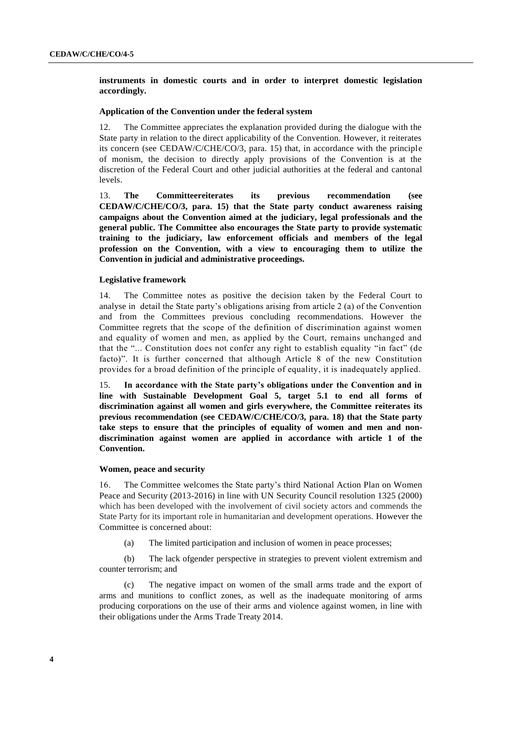**instruments in domestic courts and in order to interpret domestic legislation accordingly.**

### Application of the Convention under the federal system

12. The Committee appreciates the explanation provided during the dialogue with the State party in relation to the direct applicability of the Convention. However, it reiterates its concern (see CEDAW/C/CHE/CO/3, para. 15) that, in accordance with the principle of monism, the decision to directly apply provisions of the Convention is at the discretion of the Federal Court and other judicial authorities at the federal and cantonal levels.

13. **The Committeereiterates its previous recommendation (see CEDAW/C/CHE/CO/3, para. 15) that the State party conduct awareness raising campaigns about the Convention aimed at the judiciary, legal professionals and the general public. The Committee also encourages the State party to provide systematic training to the judiciary, law enforcement officials and members of the legal profession on the Convention, with a view to encouraging them to utilize the Convention in judicial and administrative proceedings.**

### Legislative framework

14. The Committee notes as positive the decision taken by the Federal Court to analyse in detail the State party's obligations arising from article 2 (a) of the Convention and from the Committees previous concluding recommendations. However the Committee regrets that the scope of the definition of discrimination against women and equality of women and men, as applied by the Court, remains unchanged and that the "... Constitution does not confer any right to establish equality "in fact" (de facto)". It is further concerned that although Article 8 of the new Constitution provides for a broad definition of the principle of equality, it is inadequately applied.

15. **In accordance with the State party's obligations under the Convention and in line with Sustainable Development Goal 5, target 5.1 to end all forms of discrimination against all women and girls everywhere, the Committee reiterates its previous recommendation (see CEDAW/C/CHE/CO/3, para. 18) that the State party take steps to ensure that the principles of equality of women and men and non-discrimination against women are applied in accordance with article 1 of the Convention.**

### Women, peace and security

16. The Committee welcomes the State party's third National Action Plan on Women Peace and Security (2013-2016) in line with UN Security Council resolution 1325 (2000) which has been developed with the involvement of civil society actors and commends the State Party for its important role in humanitarian and development operations. However the Committee is concerned about:

(a) The limited participation and inclusion of women in peace processes;

(b) The lack ofgender perspective in strategies to prevent violent extremism and counter terrorism; and

(c) The negative impact on women of the small arms trade and the export of arms and munitions to conflict zones, as well as the inadequate monitoring of arms producing corporations on the use of their arms and violence against women, in line with their obligations under the Arms Trade Treaty 2014.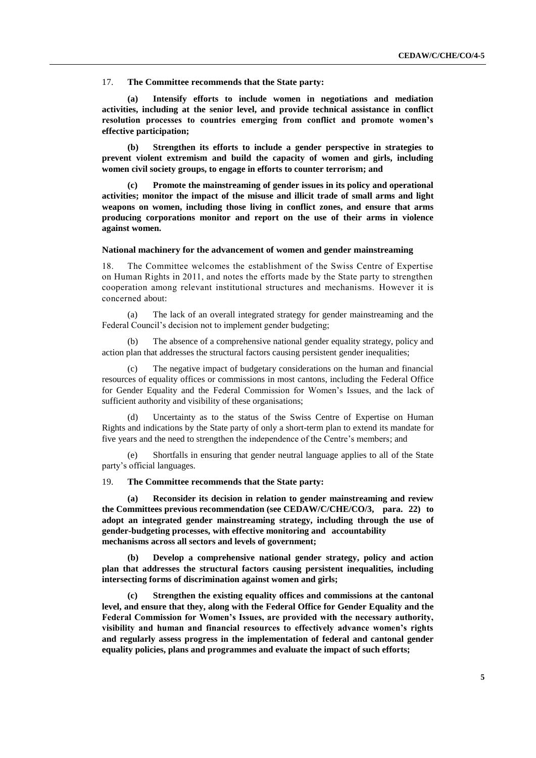17. **The Committee recommends that the State party:**

**(a) Intensify efforts to include women in negotiations and mediation activities, including at the senior level, and provide technical assistance in conflict resolution processes to countries emerging from conflict and promote women's effective participation;**

**(b) Strengthen its efforts to include a gender perspective in strategies to prevent violent extremism and build the capacity of women and girls, including women civil society groups, to engage in efforts to counter terrorism; and**

**(c) Promote the mainstreaming of gender issues in its policy and operational activities; monitor the impact of the misuse and illicit trade of small arms and light weapons on women, including those living in conflict zones, and ensure that arms producing corporations monitor and report on the use of their arms in violence against women.**

### National machinery for the advancement of women and gender mainstreaming

18. The Committee welcomes the establishment of the Swiss Centre of Expertise on Human Rights in 2011, and notes the efforts made by the State party to strengthen cooperation among relevant institutional structures and mechanisms. However it is concerned about:

(a) The lack of an overall integrated strategy for gender mainstreaming and the Federal Council's decision not to implement gender budgeting;

(b) The absence of a comprehensive national gender equality strategy, policy and action plan that addresses the structural factors causing persistent gender inequalities;

(c) The negative impact of budgetary considerations on the human and financial resources of equality offices or commissions in most cantons, including the Federal Office for Gender Equality and the Federal Commission for Women's Issues, and the lack of sufficient authority and visibility of these organisations;

(d) Uncertainty as to the status of the Swiss Centre of Expertise on Human Rights and indications by the State party of only a short-term plan to extend its mandate for five years and the need to strengthen the independence of the Centre's members; and

(e) Shortfalls in ensuring that gender neutral language applies to all of the State party's official languages.

19. **The Committee recommends that the State party:**

**(a) Reconsider its decision in relation to gender mainstreaming and review the Committees previous recommendation (see CEDAW/C/CHE/CO/3, para. 22) to adopt an integrated gender mainstreaming strategy, including through the use of gender-budgeting processes, with effective monitoring and accountability mechanisms across all sectors and levels of government;**

**(b) Develop a comprehensive national gender strategy, policy and action plan that addresses the structural factors causing persistent inequalities, including intersecting forms of discrimination against women and girls;**

**(c) Strengthen the existing equality offices and commissions at the cantonal level, and ensure that they, along with the Federal Office for Gender Equality and the Federal Commission for Women's Issues, are provided with the necessary authority, visibility and human and financial resources to effectively advance women's rights and regularly assess progress in the implementation of federal and cantonal gender equality policies, plans and programmes and evaluate the impact of such efforts;**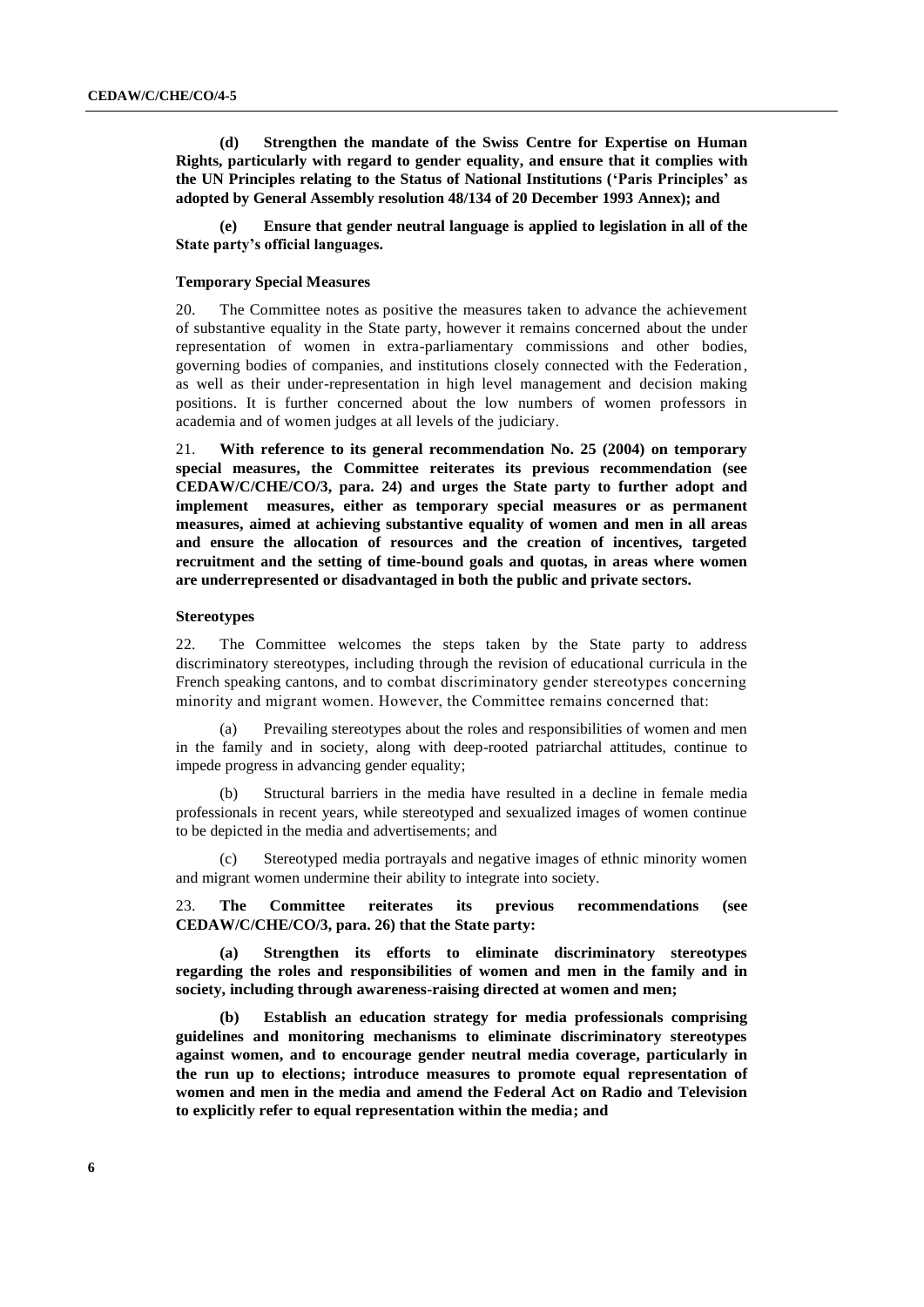**(d) Strengthen the mandate of the Swiss Centre for Expertise on Human Rights, particularly with regard to gender equality, and ensure that it complies with the UN Principles relating to the Status of National Institutions ('Paris Principles' as adopted by General Assembly resolution 48/134 of 20 December 1993 Annex); and**

**(e) Ensure that gender neutral language is applied to legislation in all of the State party's official languages.**

#### Temporary Special Measures

20. The Committee notes as positive the measures taken to advance the achievement of substantive equality in the State party, however it remains concerned about the under representation of women in extra-parliamentary commissions and other bodies, governing bodies of companies, and institutions closely connected with the Federation, as well as their under-representation in high level management and decision making positions. It is further concerned about the low numbers of women professors in academia and of women judges at all levels of the judiciary.

21. **With reference to its general recommendation No. 25 (2004) on temporary special measures, the Committee reiterates its previous recommendation (see CEDAW/C/CHE/CO/3, para. 24) and urges the State party to further adopt and implement measures, either as temporary special measures or as permanent measures, aimed at achieving substantive equality of women and men in all areas and ensure the allocation of resources and the creation of incentives, targeted recruitment and the setting of time-bound goals and quotas, in areas where women are underrepresented or disadvantaged in both the public and private sectors.**

#### Stereotypes

22. The Committee welcomes the steps taken by the State party to address discriminatory stereotypes, including through the revision of educational curricula in the French speaking cantons, and to combat discriminatory gender stereotypes concerning minority and migrant women. However, the Committee remains concerned that:

(a) Prevailing stereotypes about the roles and responsibilities of women and men in the family and in society, along with deep-rooted patriarchal attitudes, continue to impede progress in advancing gender equality;

(b) Structural barriers in the media have resulted in a decline in female media professionals in recent years, while stereotyped and sexualized images of women continue to be depicted in the media and advertisements; and

(c) Stereotyped media portrayals and negative images of ethnic minority women and migrant women undermine their ability to integrate into society.

23. **The Committee reiterates its previous recommendations (see CEDAW/C/CHE/CO/3, para. 26) that the State party:**

**(a) Strengthen its efforts to eliminate discriminatory stereotypes regarding the roles and responsibilities of women and men in the family and in society, including through awareness-raising directed at women and men;**

**(b) Establish an education strategy for media professionals comprising guidelines and monitoring mechanisms to eliminate discriminatory stereotypes against women, and to encourage gender neutral media coverage, particularly in the run up to elections; introduce measures to promote equal representation of women and men in the media and amend the Federal Act on Radio and Television to explicitly refer to equal representation within the media; and**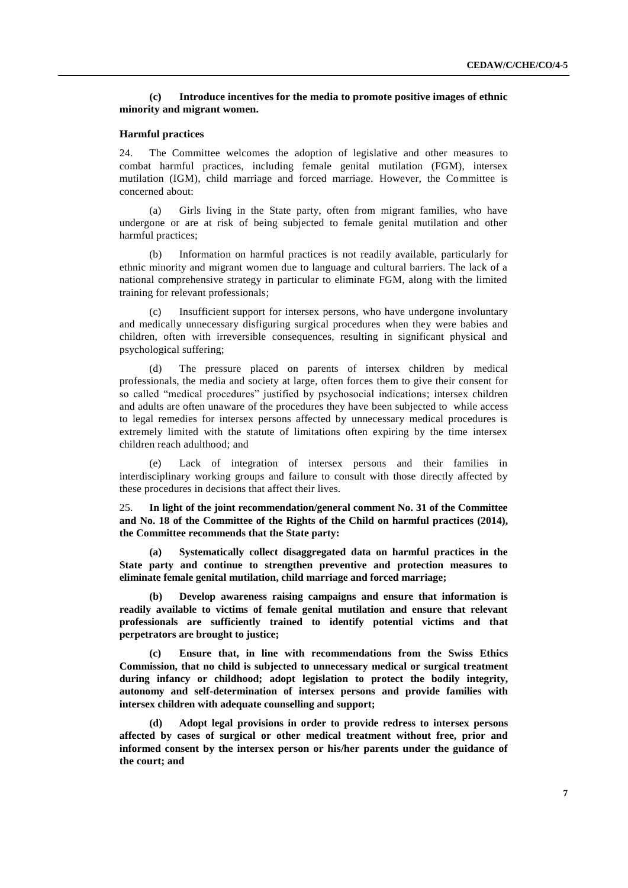**(c) Introduce incentives for the media to promote positive images of ethnic minority and migrant women.**

### Harmful practices

24. The Committee welcomes the adoption of legislative and other measures to combat harmful practices, including female genital mutilation (FGM), intersex mutilation (IGM), child marriage and forced marriage. However, the Committee is concerned about:

(a) Girls living in the State party, often from migrant families, who have undergone or are at risk of being subjected to female genital mutilation and other harmful practices;

(b) Information on harmful practices is not readily available, particularly for ethnic minority and migrant women due to language and cultural barriers. The lack of a national comprehensive strategy in particular to eliminate FGM, along with the limited training for relevant professionals;

(c) Insufficient support for intersex persons, who have undergone involuntary and medically unnecessary disfiguring surgical procedures when they were babies and children, often with irreversible consequences, resulting in significant physical and psychological suffering;

(d) The pressure placed on parents of intersex children by medical professionals, the media and society at large, often forces them to give their consent for so called "medical procedures" justified by psychosocial indications; intersex children and adults are often unaware of the procedures they have been subjected to while access to legal remedies for intersex persons affected by unnecessary medical procedures is extremely limited with the statute of limitations often expiring by the time intersex children reach adulthood; and

(e) Lack of integration of intersex persons and their families in interdisciplinary working groups and failure to consult with those directly affected by these procedures in decisions that affect their lives.

25. **In light of the joint recommendation/general comment No. 31 of the Committee and No. 18 of the Committee of the Rights of the Child on harmful practices (2014), the Committee recommends that the State party:**

**(a) Systematically collect disaggregated data on harmful practices in the State party and continue to strengthen preventive and protection measures to eliminate female genital mutilation, child marriage and forced marriage;**

**(b) Develop awareness raising campaigns and ensure that information is readily available to victims of female genital mutilation and ensure that relevant professionals are sufficiently trained to identify potential victims and that perpetrators are brought to justice;**

**(c) Ensure that, in line with recommendations from the Swiss Ethics Commission, that no child is subjected to unnecessary medical or surgical treatment during infancy or childhood; adopt legislation to protect the bodily integrity, autonomy and self-determination of intersex persons and provide families with intersex children with adequate counselling and support;**

**(d) Adopt legal provisions in order to provide redress to intersex persons affected by cases of surgical or other medical treatment without free, prior and informed consent by the intersex person or his/her parents under the guidance of the court; and**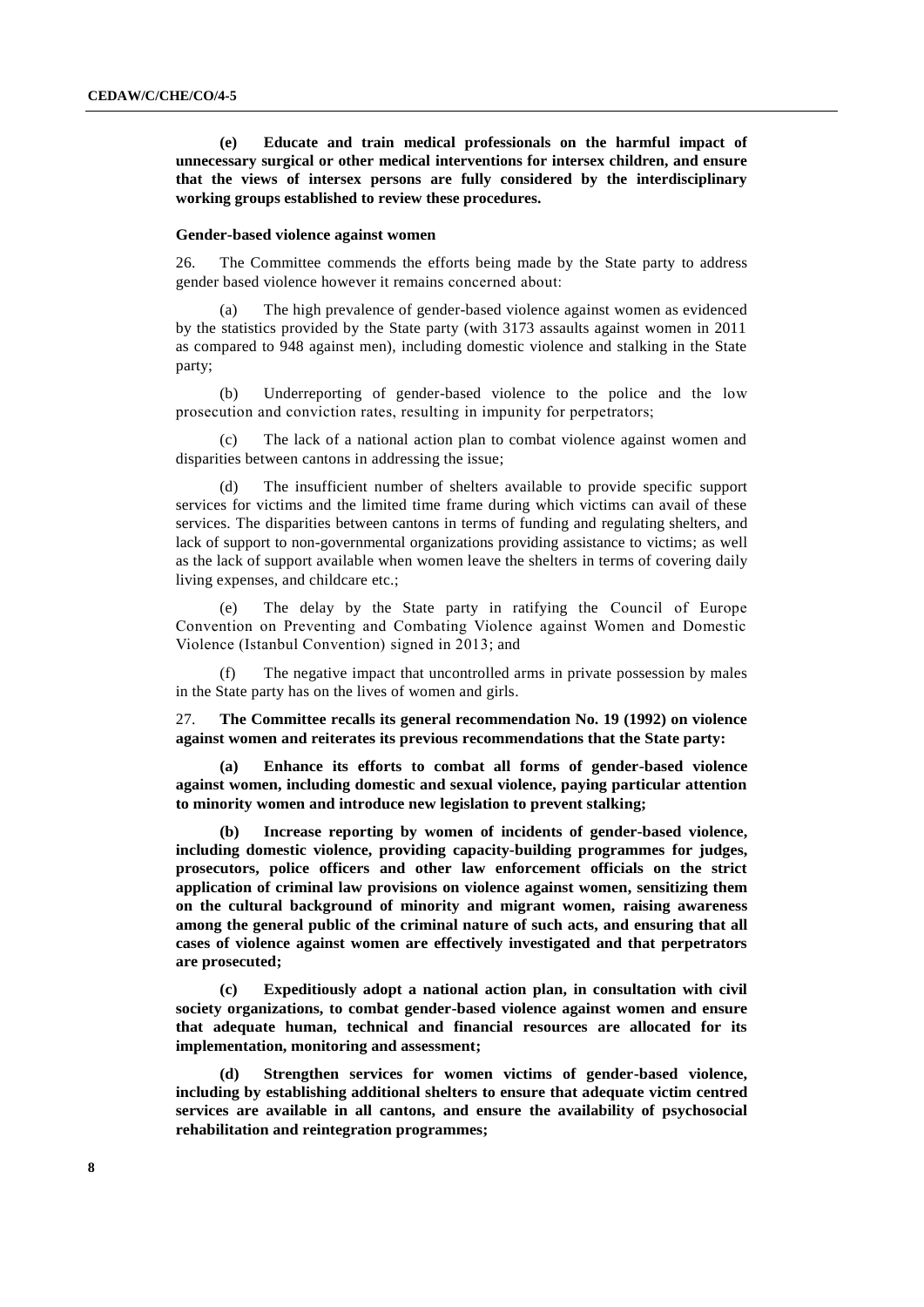**(e) Educate and train medical professionals on the harmful impact of unnecessary surgical or other medical interventions for intersex children, and ensure that the views of intersex persons are fully considered by the interdisciplinary working groups established to review these procedures.**

#### Gender-based violence against women

26. The Committee commends the efforts being made by the State party to address gender based violence however it remains concerned about:

(a) The high prevalence of gender-based violence against women as evidenced by the statistics provided by the State party (with 3173 assaults against women in 2011 as compared to 948 against men), including domestic violence and stalking in the State party;

(b) Underreporting of gender-based violence to the police and the low prosecution and conviction rates, resulting in impunity for perpetrators;

(c) The lack of a national action plan to combat violence against women and disparities between cantons in addressing the issue;

(d) The insufficient number of shelters available to provide specific support services for victims and the limited time frame during which victims can avail of these services. The disparities between cantons in terms of funding and regulating shelters, and lack of support to non-governmental organizations providing assistance to victims; as well as the lack of support available when women leave the shelters in terms of covering daily living expenses, and childcare etc.;

(e) The delay by the State party in ratifying the Council of Europe Convention on Preventing and Combating Violence against Women and Domestic Violence (Istanbul Convention) signed in 2013; and

(f) The negative impact that uncontrolled arms in private possession by males in the State party has on the lives of women and girls.

27. **The Committee recalls its general recommendation No. 19 (1992) on violence against women and reiterates its previous recommendations that the State party:**

**(a) Enhance its efforts to combat all forms of gender-based violence against women, including domestic and sexual violence, paying particular attention to minority women and introduce new legislation to prevent stalking;**

**(b) Increase reporting by women of incidents of gender-based violence, including domestic violence, providing capacity-building programmes for judges, prosecutors, police officers and other law enforcement officials on the strict application of criminal law provisions on violence against women, sensitizing them on the cultural background of minority and migrant women, raising awareness among the general public of the criminal nature of such acts, and ensuring that all cases of violence against women are effectively investigated and that perpetrators are prosecuted;**

**(c) Expeditiously adopt a national action plan, in consultation with civil society organizations, to combat gender-based violence against women and ensure that adequate human, technical and financial resources are allocated for its implementation, monitoring and assessment;**

**(d) Strengthen services for women victims of gender-based violence, including by establishing additional shelters to ensure that adequate victim centred services are available in all cantons, and ensure the availability of psychosocial rehabilitation and reintegration programmes;**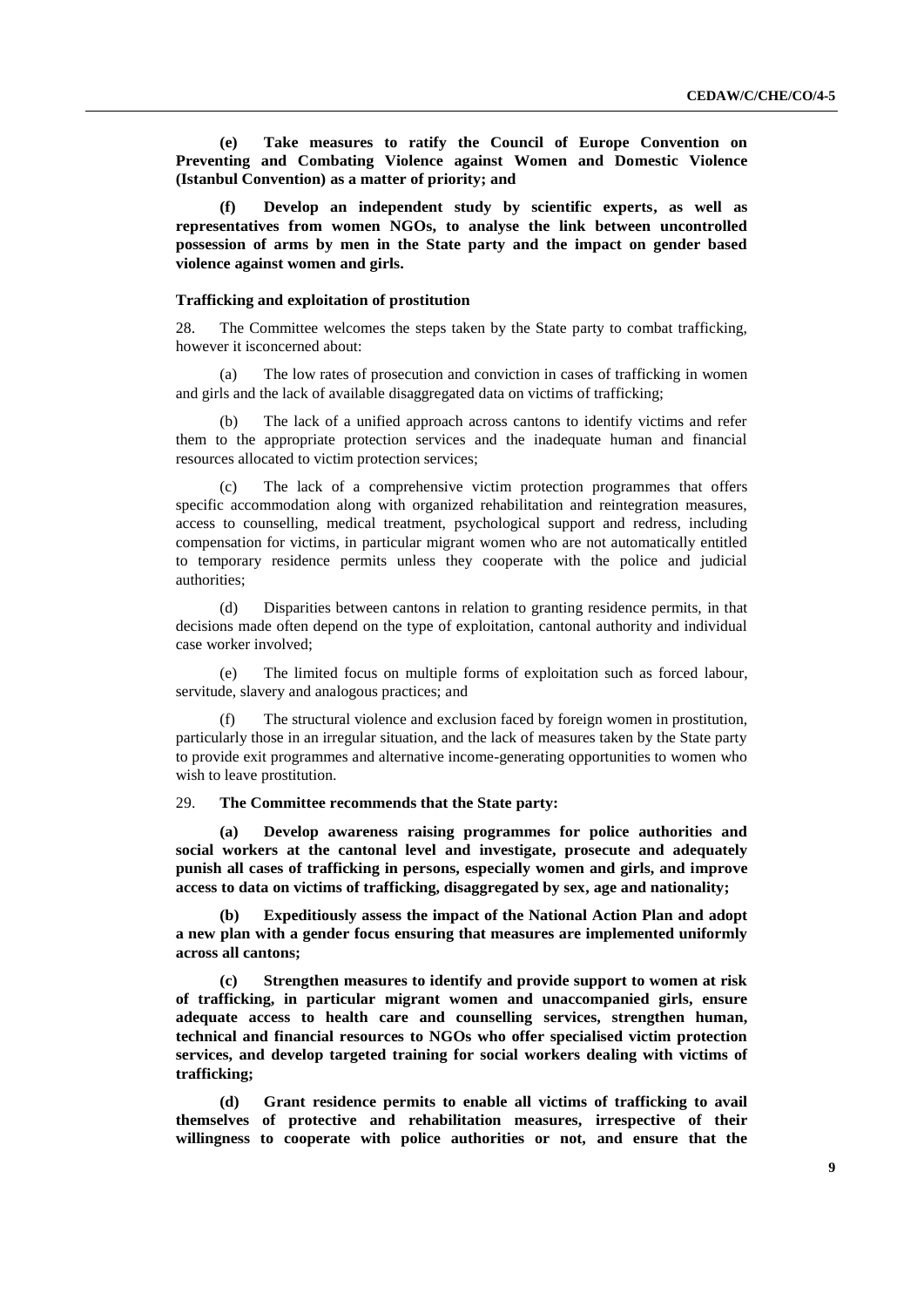**(e) Take measures to ratify the Council of Europe Convention on Preventing and Combating Violence against Women and Domestic Violence (Istanbul Convention) as a matter of priority; and**

**(f) Develop an independent study by scientific experts, as well as representatives from women NGOs, to analyse the link between uncontrolled possession of arms by men in the State party and the impact on gender based violence against women and girls.**

### Trafficking and exploitation of prostitution

28. The Committee welcomes the steps taken by the State party to combat trafficking, however it isconcerned about:

(a) The low rates of prosecution and conviction in cases of trafficking in women and girls and the lack of available disaggregated data on victims of trafficking;

(b) The lack of a unified approach across cantons to identify victims and refer them to the appropriate protection services and the inadequate human and financial resources allocated to victim protection services;

(c) The lack of a comprehensive victim protection programmes that offers specific accommodation along with organized rehabilitation and reintegration measures, access to counselling, medical treatment, psychological support and redress, including compensation for victims, in particular migrant women who are not automatically entitled to temporary residence permits unless they cooperate with the police and judicial authorities;

(d) Disparities between cantons in relation to granting residence permits, in that decisions made often depend on the type of exploitation, cantonal authority and individual case worker involved;

(e) The limited focus on multiple forms of exploitation such as forced labour, servitude, slavery and analogous practices; and

(f) The structural violence and exclusion faced by foreign women in prostitution, particularly those in an irregular situation, and the lack of measures taken by the State party to provide exit programmes and alternative income-generating opportunities to women who wish to leave prostitution.

29. **The Committee recommends that the State party:**

**(a) Develop awareness raising programmes for police authorities and social workers at the cantonal level and investigate, prosecute and adequately punish all cases of trafficking in persons, especially women and girls, and improve access to data on victims of trafficking, disaggregated by sex, age and nationality;**

**(b) Expeditiously assess the impact of the National Action Plan and adopt a new plan with a gender focus ensuring that measures are implemented uniformly across all cantons;**

**(c) Strengthen measures to identify and provide support to women at risk of trafficking, in particular migrant women and unaccompanied girls, ensure adequate access to health care and counselling services, strengthen human, technical and financial resources to NGOs who offer specialised victim protection services, and develop targeted training for social workers dealing with victims of trafficking;**

**(d) Grant residence permits to enable all victims of trafficking to avail themselves of protective and rehabilitation measures, irrespective of their willingness to cooperate with police authorities or not, and ensure that the**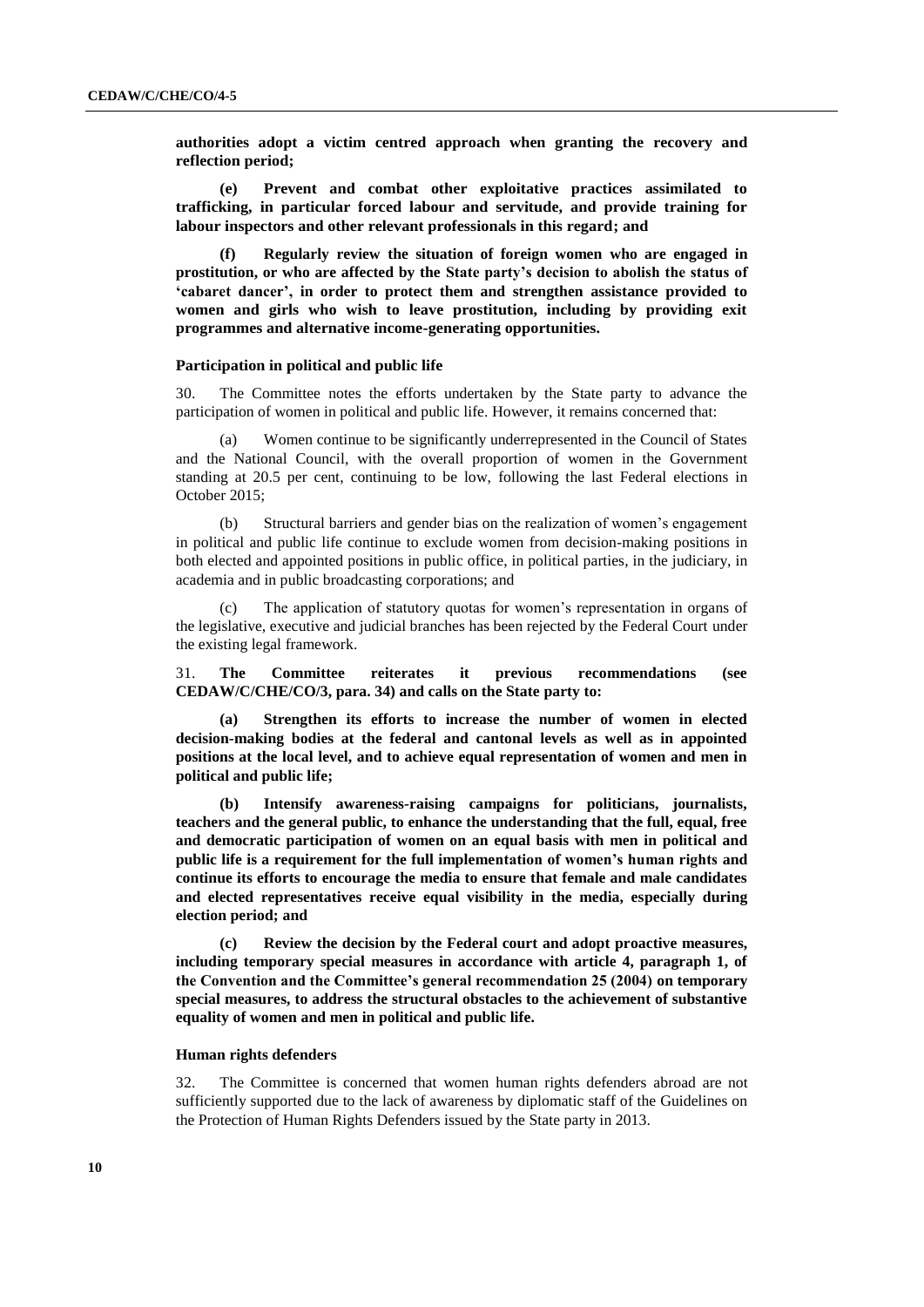**authorities adopt a victim centred approach when granting the recovery and reflection period;**

**(e) Prevent and combat other exploitative practices assimilated to trafficking, in particular forced labour and servitude, and provide training for labour inspectors and other relevant professionals in this regard; and**

**(f) Regularly review the situation of foreign women who are engaged in prostitution, or who are affected by the State party's decision to abolish the status of 'cabaret dancer', in order to protect them and strengthen assistance provided to women and girls who wish to leave prostitution, including by providing exit programmes and alternative income-generating opportunities.**

### Participation in political and public life

30. The Committee notes the efforts undertaken by the State party to advance the participation of women in political and public life. However, it remains concerned that:

(a) Women continue to be significantly underrepresented in the Council of States and the National Council, with the overall proportion of women in the Government standing at 20.5 per cent, continuing to be low, following the last Federal elections in October 2015;

(b) Structural barriers and gender bias on the realization of women's engagement in political and public life continue to exclude women from decision-making positions in both elected and appointed positions in public office, in political parties, in the judiciary, in academia and in public broadcasting corporations; and

(c) The application of statutory quotas for women's representation in organs of the legislative, executive and judicial branches has been rejected by the Federal Court under the existing legal framework.

31. **The Committee reiterates it previous recommendations (see CEDAW/C/CHE/CO/3, para. 34) and calls on the State party to:**

**(a) Strengthen its efforts to increase the number of women in elected decision-making bodies at the federal and cantonal levels as well as in appointed positions at the local level, and to achieve equal representation of women and men in political and public life;**

**(b) Intensify awareness-raising campaigns for politicians, journalists, teachers and the general public, to enhance the understanding that the full, equal, free and democratic participation of women on an equal basis with men in political and public life is a requirement for the full implementation of women's human rights and continue its efforts to encourage the media to ensure that female and male candidates and elected representatives receive equal visibility in the media, especially during election period; and**

**(c) Review the decision by the Federal court and adopt proactive measures, including temporary special measures in accordance with article 4, paragraph 1, of the Convention and the Committee's general recommendation 25 (2004) on temporary special measures, to address the structural obstacles to the achievement of substantive equality of women and men in political and public life.**

### Human rights defenders

32. The Committee is concerned that women human rights defenders abroad are not sufficiently supported due to the lack of awareness by diplomatic staff of the Guidelines on the Protection of Human Rights Defenders issued by the State party in 2013.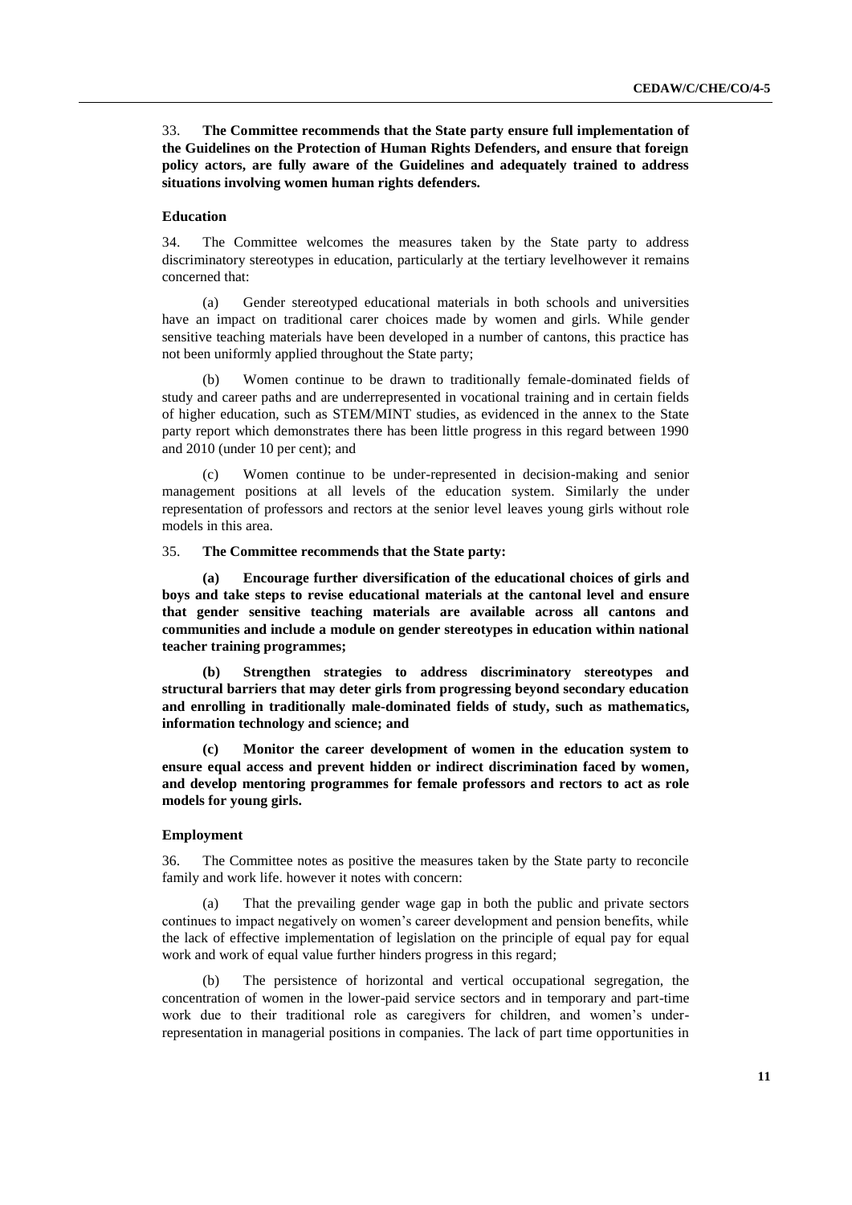33. **The Committee recommends that the State party ensure full implementation of the Guidelines on the Protection of Human Rights Defenders, and ensure that foreign policy actors, are fully aware of the Guidelines and adequately trained to address situations involving women human rights defenders.**

### Education

34. The Committee welcomes the measures taken by the State party to address discriminatory stereotypes in education, particularly at the tertiary levelhowever it remains concerned that:

(a) Gender stereotyped educational materials in both schools and universities have an impact on traditional carer choices made by women and girls. While gender sensitive teaching materials have been developed in a number of cantons, this practice has not been uniformly applied throughout the State party;

(b) Women continue to be drawn to traditionally female-dominated fields of study and career paths and are underrepresented in vocational training and in certain fields of higher education, such as STEM/MINT studies, as evidenced in the annex to the State party report which demonstrates there has been little progress in this regard between 1990 and 2010 (under 10 per cent); and

(c) Women continue to be under-represented in decision-making and senior management positions at all levels of the education system. Similarly the under representation of professors and rectors at the senior level leaves young girls without role models in this area.

35. **The Committee recommends that the State party:**

**(a) Encourage further diversification of the educational choices of girls and boys and take steps to revise educational materials at the cantonal level and ensure that gender sensitive teaching materials are available across all cantons and communities and include a module on gender stereotypes in education within national teacher training programmes;**

**(b) Strengthen strategies to address discriminatory stereotypes and structural barriers that may deter girls from progressing beyond secondary education and enrolling in traditionally male-dominated fields of study, such as mathematics, information technology and science; and**

**(c) Monitor the career development of women in the education system to ensure equal access and prevent hidden or indirect discrimination faced by women, and develop mentoring programmes for female professors and rectors to act as role models for young girls.**

### Employment

36. The Committee notes as positive the measures taken by the State party to reconcile family and work life. however it notes with concern:

(a) That the prevailing gender wage gap in both the public and private sectors continues to impact negatively on women's career development and pension benefits, while the lack of effective implementation of legislation on the principle of equal pay for equal work and work of equal value further hinders progress in this regard;

(b) The persistence of horizontal and vertical occupational segregation, the concentration of women in the lower-paid service sectors and in temporary and part-time work due to their traditional role as caregivers for children, and women's under-representation in managerial positions in companies. The lack of part time opportunities in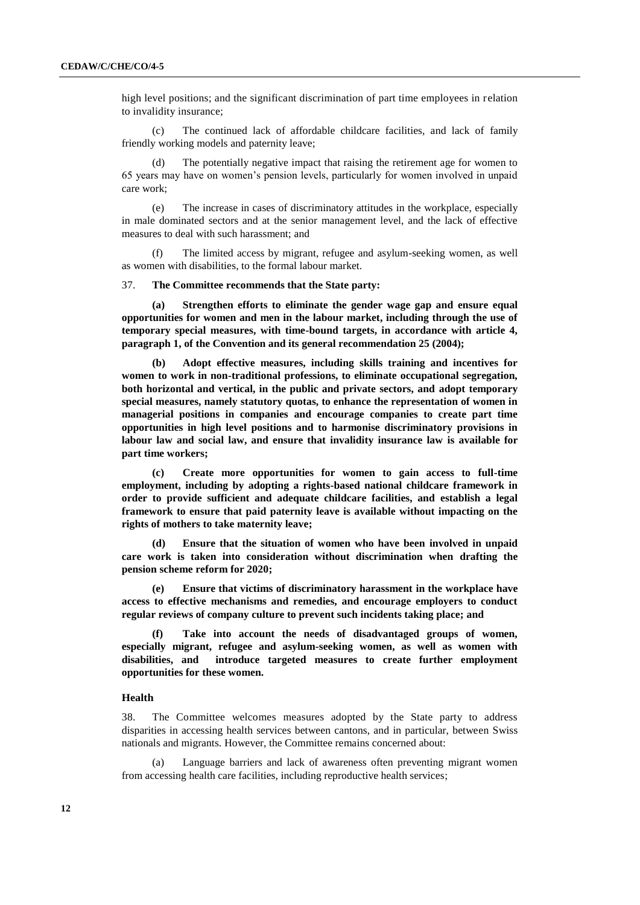high level positions; and the significant discrimination of part time employees in relation to invalidity insurance;

(c) The continued lack of affordable childcare facilities, and lack of family friendly working models and paternity leave;

(d) The potentially negative impact that raising the retirement age for women to 65 years may have on women's pension levels, particularly for women involved in unpaid care work;

(e) The increase in cases of discriminatory attitudes in the workplace, especially in male dominated sectors and at the senior management level, and the lack of effective measures to deal with such harassment; and

(f) The limited access by migrant, refugee and asylum-seeking women, as well as women with disabilities, to the formal labour market.

37. **The Committee recommends that the State party:**

**(a) Strengthen efforts to eliminate the gender wage gap and ensure equal opportunities for women and men in the labour market, including through the use of temporary special measures, with time-bound targets, in accordance with article 4, paragraph 1, of the Convention and its general recommendation 25 (2004);**

**(b) Adopt effective measures, including skills training and incentives for women to work in non-traditional professions, to eliminate occupational segregation, both horizontal and vertical, in the public and private sectors, and adopt temporary special measures, namely statutory quotas, to enhance the representation of women in managerial positions in companies and encourage companies to create part time opportunities in high level positions and to harmonise discriminatory provisions in labour law and social law, and ensure that invalidity insurance law is available for part time workers;**

**(c) Create more opportunities for women to gain access to full-time employment, including by adopting a rights-based national childcare framework in order to provide sufficient and adequate childcare facilities, and establish a legal framework to ensure that paid paternity leave is available without impacting on the rights of mothers to take maternity leave;**

**(d) Ensure that the situation of women who have been involved in unpaid care work is taken into consideration without discrimination when drafting the pension scheme reform for 2020;**

**(e) Ensure that victims of discriminatory harassment in the workplace have access to effective mechanisms and remedies, and encourage employers to conduct regular reviews of company culture to prevent such incidents taking place; and**

**(f) Take into account the needs of disadvantaged groups of women, especially migrant, refugee and asylum-seeking women, as well as women with disabilities, and introduce targeted measures to create further employment opportunities for these women.**

### Health

38. The Committee welcomes measures adopted by the State party to address disparities in accessing health services between cantons, and in particular, between Swiss nationals and migrants. However, the Committee remains concerned about:

(a) Language barriers and lack of awareness often preventing migrant women from accessing health care facilities, including reproductive health services;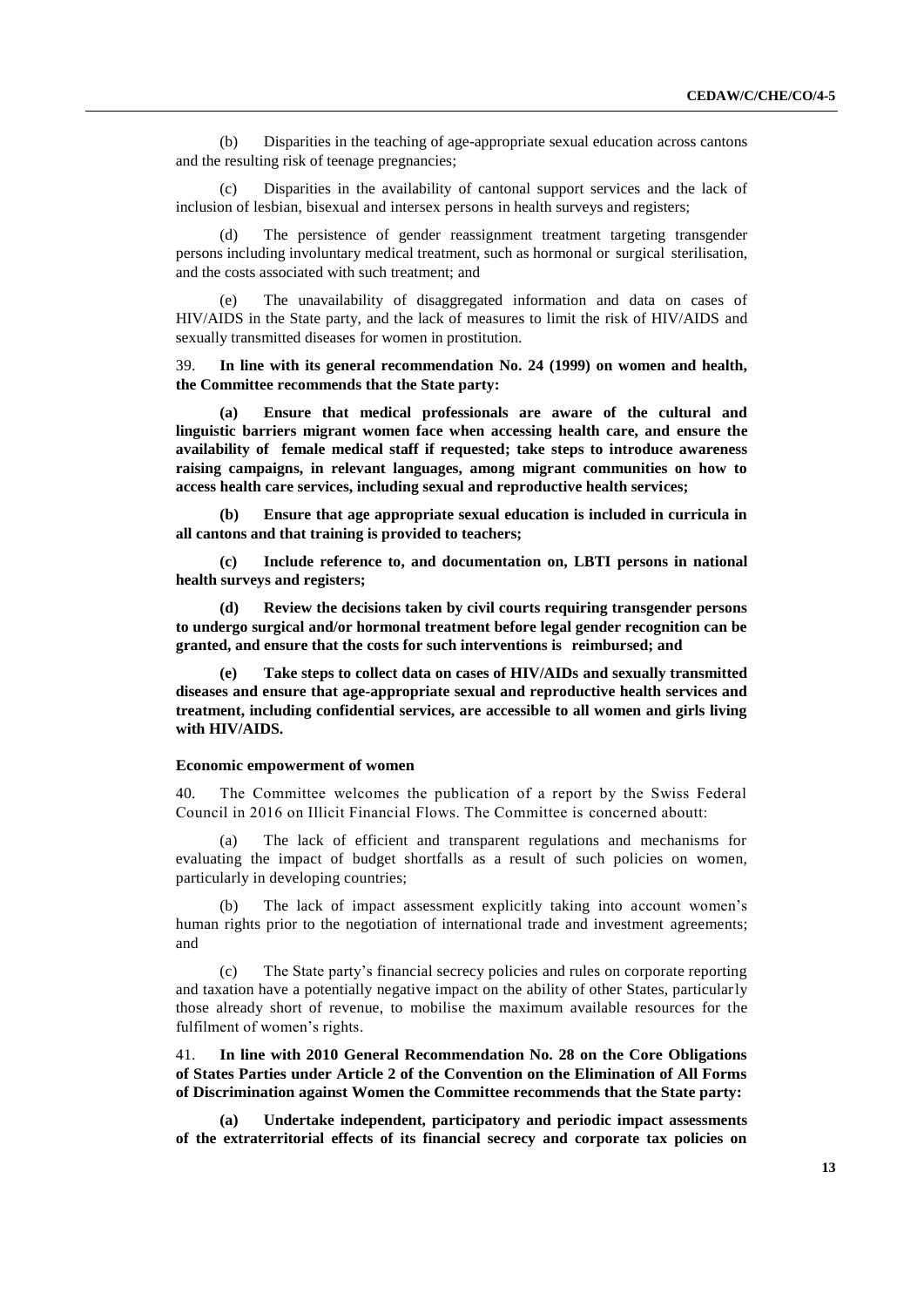(b) Disparities in the teaching of age-appropriate sexual education across cantons and the resulting risk of teenage pregnancies;

(c) Disparities in the availability of cantonal support services and the lack of inclusion of lesbian, bisexual and intersex persons in health surveys and registers;

(d) The persistence of gender reassignment treatment targeting transgender persons including involuntary medical treatment, such as hormonal or surgical sterilisation, and the costs associated with such treatment; and

(e) The unavailability of disaggregated information and data on cases of HIV/AIDS in the State party, and the lack of measures to limit the risk of HIV/AIDS and sexually transmitted diseases for women in prostitution.

39. **In line with its general recommendation No. 24 (1999) on women and health, the Committee recommends that the State party:**

**(a) Ensure that medical professionals are aware of the cultural and linguistic barriers migrant women face when accessing health care, and ensure the availability of female medical staff if requested; take steps to introduce awareness raising campaigns, in relevant languages, among migrant communities on how to access health care services, including sexual and reproductive health services;**

**(b) Ensure that age appropriate sexual education is included in curricula in all cantons and that training is provided to teachers;**

**(c) Include reference to, and documentation on, LBTI persons in national health surveys and registers;**

**(d) Review the decisions taken by civil courts requiring transgender persons to undergo surgical and/or hormonal treatment before legal gender recognition can be granted, and ensure that the costs for such interventions is reimbursed; and**

**(e) Take steps to collect data on cases of HIV/AIDs and sexually transmitted diseases and ensure that age-appropriate sexual and reproductive health services and treatment, including confidential services, are accessible to all women and girls living with HIV/AIDS.**

### Economic empowerment of women

40. The Committee welcomes the publication of a report by the Swiss Federal Council in 2016 on Illicit Financial Flows. The Committee is concerned aboutt:

(a) The lack of efficient and transparent regulations and mechanisms for evaluating the impact of budget shortfalls as a result of such policies on women, particularly in developing countries;

(b) The lack of impact assessment explicitly taking into account women's human rights prior to the negotiation of international trade and investment agreements; and

(c) The State party's financial secrecy policies and rules on corporate reporting and taxation have a potentially negative impact on the ability of other States, particularly those already short of revenue, to mobilise the maximum available resources for the fulfilment of women's rights.

41. **In line with 2010 General Recommendation No. 28 on the Core Obligations of States Parties under Article 2 of the Convention on the Elimination of All Forms of Discrimination against Women the Committee recommends that the State party:**

**(a) Undertake independent, participatory and periodic impact assessments of the extraterritorial effects of its financial secrecy and corporate tax policies on**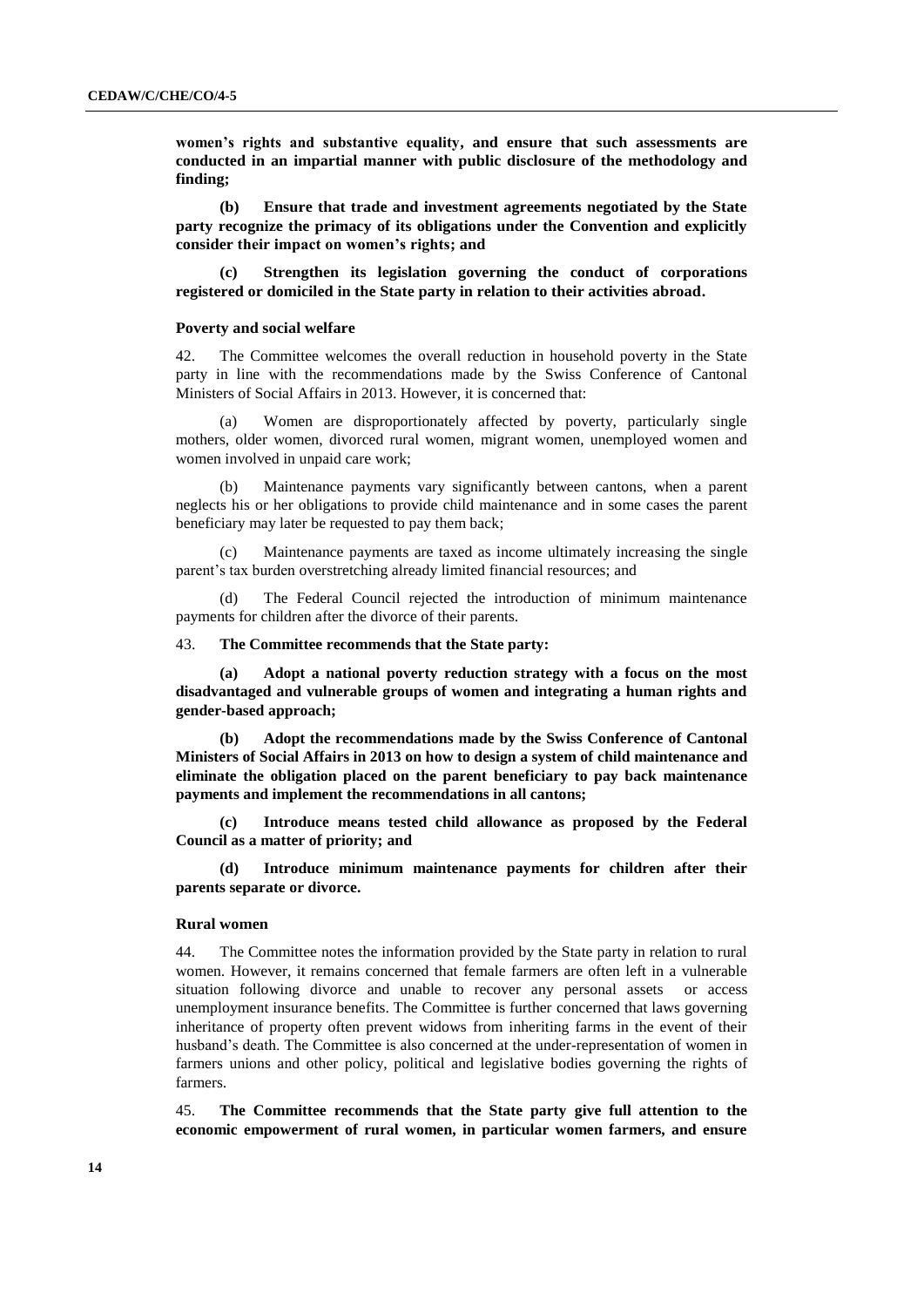**women's rights and substantive equality, and ensure that such assessments are conducted in an impartial manner with public disclosure of the methodology and finding;**

**(b) Ensure that trade and investment agreements negotiated by the State party recognize the primacy of its obligations under the Convention and explicitly consider their impact on women's rights; and**

**(c) Strengthen its legislation governing the conduct of corporations registered or domiciled in the State party in relation to their activities abroad.**

### Poverty and social welfare

42. The Committee welcomes the overall reduction in household poverty in the State party in line with the recommendations made by the Swiss Conference of Cantonal Ministers of Social Affairs in 2013. However, it is concerned that:

(a) Women are disproportionately affected by poverty, particularly single mothers, older women, divorced rural women, migrant women, unemployed women and women involved in unpaid care work;

(b) Maintenance payments vary significantly between cantons, when a parent neglects his or her obligations to provide child maintenance and in some cases the parent beneficiary may later be requested to pay them back;

(c) Maintenance payments are taxed as income ultimately increasing the single parent's tax burden overstretching already limited financial resources; and

(d) The Federal Council rejected the introduction of minimum maintenance payments for children after the divorce of their parents.

43. **The Committee recommends that the State party:**

**(a) Adopt a national poverty reduction strategy with a focus on the most disadvantaged and vulnerable groups of women and integrating a human rights and gender-based approach;**

**(b) Adopt the recommendations made by the Swiss Conference of Cantonal Ministers of Social Affairs in 2013 on how to design a system of child maintenance and eliminate the obligation placed on the parent beneficiary to pay back maintenance payments and implement the recommendations in all cantons;**

**(c) Introduce means tested child allowance as proposed by the Federal Council as a matter of priority; and**

**(d) Introduce minimum maintenance payments for children after their parents separate or divorce.**

### Rural women

44. The Committee notes the information provided by the State party in relation to rural women. However, it remains concerned that female farmers are often left in a vulnerable situation following divorce and unable to recover any personal assets or access unemployment insurance benefits. The Committee is further concerned that laws governing inheritance of property often prevent widows from inheriting farms in the event of their husband's death. The Committee is also concerned at the under-representation of women in farmers unions and other policy, political and legislative bodies governing the rights of farmers.

45. **The Committee recommends that the State party give full attention to the economic empowerment of rural women, in particular women farmers, and ensure**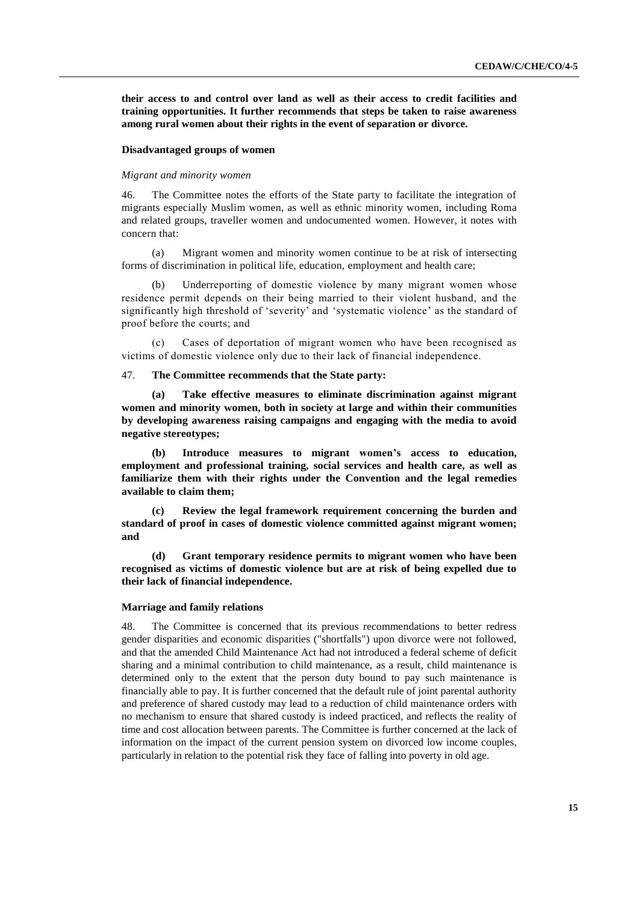**their access to and control over land as well as their access to credit facilities and training opportunities. It further recommends that steps be taken to raise awareness among rural women about their rights in the event of separation or divorce.**

### Disadvantaged groups of women

*Migrant and minority women*

46. The Committee notes the efforts of the State party to facilitate the integration of migrants especially Muslim women, as well as ethnic minority women, including Roma and related groups, traveller women and undocumented women. However, it notes with concern that:

(a) Migrant women and minority women continue to be at risk of intersecting forms of discrimination in political life, education, employment and health care;

(b) Underreporting of domestic violence by many migrant women whose residence permit depends on their being married to their violent husband, and the significantly high threshold of 'severity' and 'systematic violence' as the standard of proof before the courts; and

(c) Cases of deportation of migrant women who have been recognised as victims of domestic violence only due to their lack of financial independence.

47. **The Committee recommends that the State party:**

**(a) Take effective measures to eliminate discrimination against migrant women and minority women, both in society at large and within their communities by developing awareness raising campaigns and engaging with the media to avoid negative stereotypes;**

**(b) Introduce measures to migrant women's access to education, employment and professional training, social services and health care, as well as familiarize them with their rights under the Convention and the legal remedies available to claim them;**

**(c) Review the legal framework requirement concerning the burden and standard of proof in cases of domestic violence committed against migrant women; and**

**(d) Grant temporary residence permits to migrant women who have been recognised as victims of domestic violence but are at risk of being expelled due to their lack of financial independence.**

### Marriage and family relations

48. The Committee is concerned that its previous recommendations to better redress gender disparities and economic disparities ("shortfalls") upon divorce were not followed, and that the amended Child Maintenance Act had not introduced a federal scheme of deficit sharing and a minimal contribution to child maintenance, as a result, child maintenance is determined only to the extent that the person duty bound to pay such maintenance is financially able to pay. It is further concerned that the default rule of joint parental authority and preference of shared custody may lead to a reduction of child maintenance orders with no mechanism to ensure that shared custody is indeed practiced, and reflects the reality of time and cost allocation between parents. The Committee is further concerned at the lack of information on the impact of the current pension system on divorced low income couples, particularly in relation to the potential risk they face of falling into poverty in old age.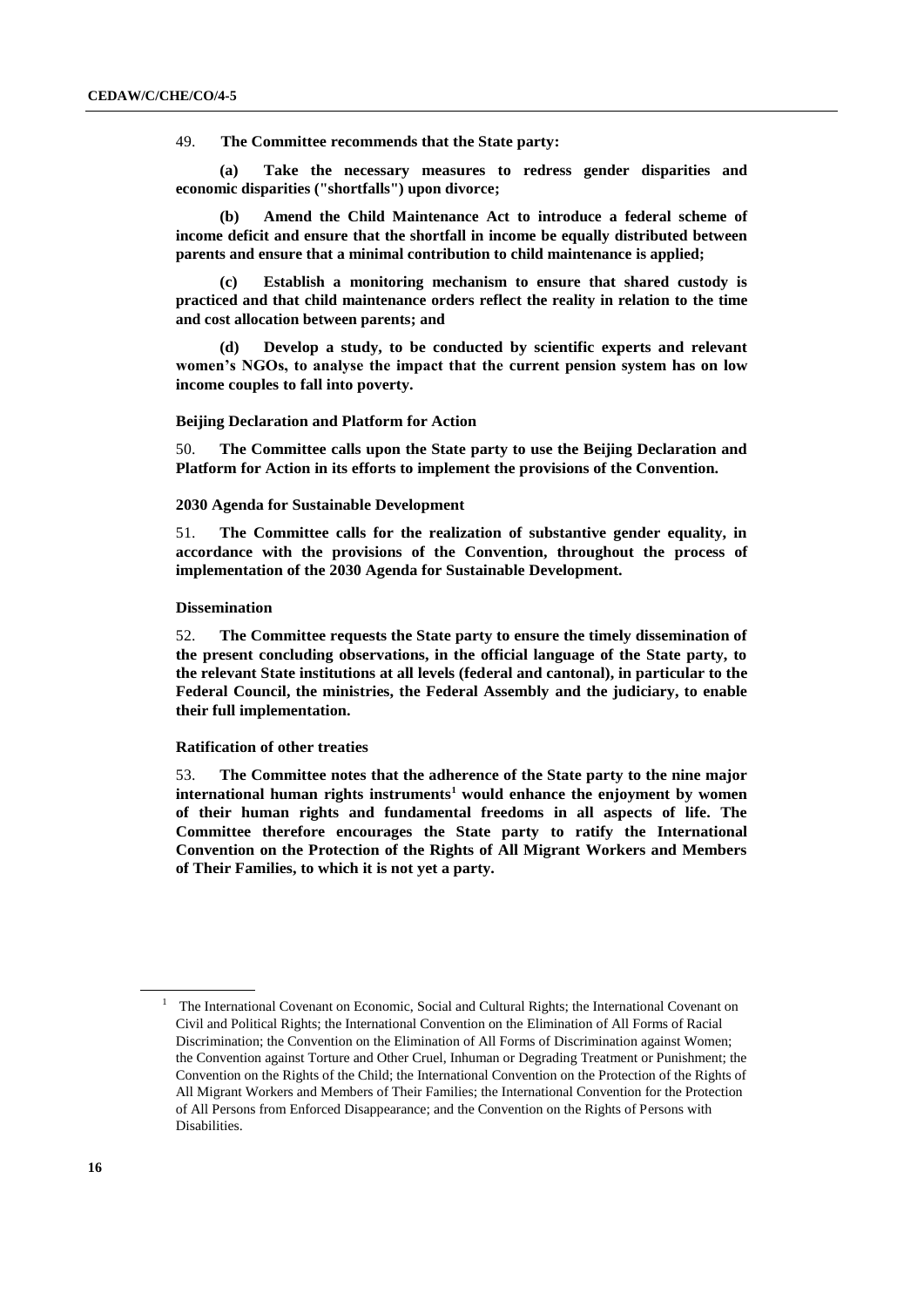49. **The Committee recommends that the State party:**

**(a) Take the necessary measures to redress gender disparities and economic disparities ("shortfalls") upon divorce;**

**(b) Amend the Child Maintenance Act to introduce a federal scheme of income deficit and ensure that the shortfall in income be equally distributed between parents and ensure that a minimal contribution to child maintenance is applied;**

**(c) Establish a monitoring mechanism to ensure that shared custody is practiced and that child maintenance orders reflect the reality in relation to the time and cost allocation between parents; and**

**(d) Develop a study, to be conducted by scientific experts and relevant women's NGOs, to analyse the impact that the current pension system has on low income couples to fall into poverty.**

### Beijing Declaration and Platform for Action

50. **The Committee calls upon the State party to use the Beijing Declaration and Platform for Action in its efforts to implement the provisions of the Convention.**

### 2030 Agenda for Sustainable Development

51. **The Committee calls for the realization of substantive gender equality, in accordance with the provisions of the Convention, throughout the process of implementation of the 2030 Agenda for Sustainable Development.**

### Dissemination

52. **The Committee requests the State party to ensure the timely dissemination of the present concluding observations, in the official language of the State party, to the relevant State institutions at all levels (federal and cantonal), in particular to the Federal Council, the ministries, the Federal Assembly and the judiciary, to enable their full implementation.**

### Ratification of other treaties

53. **The Committee notes that the adherence of the State party to the nine major international human rights instruments[1] would enhance the enjoyment by women of their human rights and fundamental freedoms in all aspects of life. The Committee therefore encourages the State party to ratify the International Convention on the Protection of the Rights of All Migrant Workers and Members of Their Families, to which it is not yet a party.**

---

[1] The International Covenant on Economic, Social and Cultural Rights; the International Covenant on Civil and Political Rights; the International Convention on the Elimination of All Forms of Racial Discrimination; the Convention on the Elimination of All Forms of Discrimination against Women; the Convention against Torture and Other Cruel, Inhuman or Degrading Treatment or Punishment; the Convention on the Rights of the Child; the International Convention on the Protection of the Rights of All Migrant Workers and Members of Their Families; the International Convention for the Protection of All Persons from Enforced Disappearance; and the Convention on the Rights of Persons with Disabilities.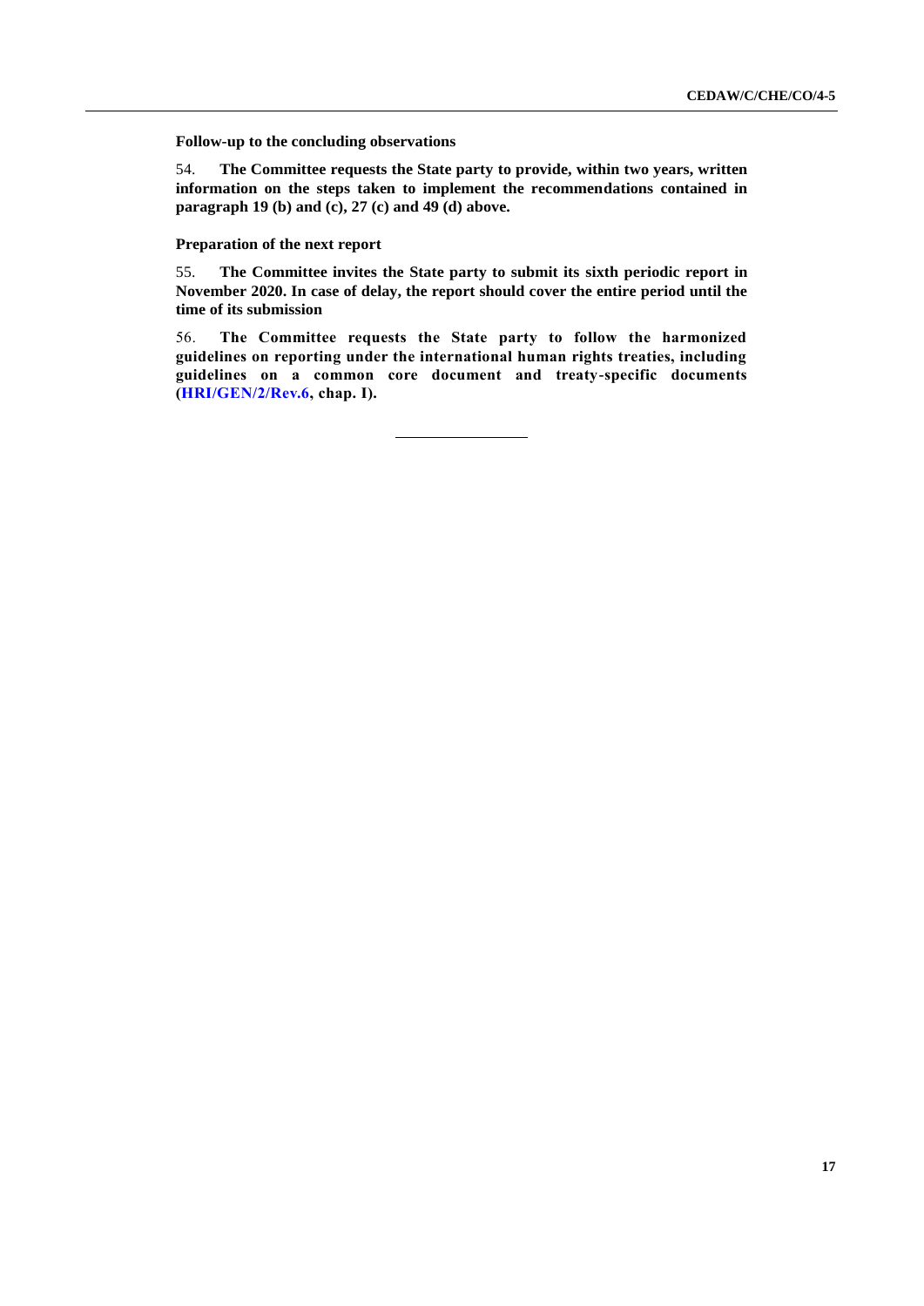**Follow-up to the concluding observations**

54. **The Committee requests the State party to provide, within two years, written information on the steps taken to implement the recommendations contained in paragraph 19 (b) and (c), 27 (c) and 49 (d) above.**

**Preparation of the next report**

55. **The Committee invites the State party to submit its sixth periodic report in November 2020. In case of delay, the report should cover the entire period until the time of its submission**

56. **The Committee requests the State party to follow the harmonized guidelines on reporting under the international human rights treaties, including guidelines on a common core document and treaty-specific documents (HRI/GEN/2/Rev.6, chap. I).**